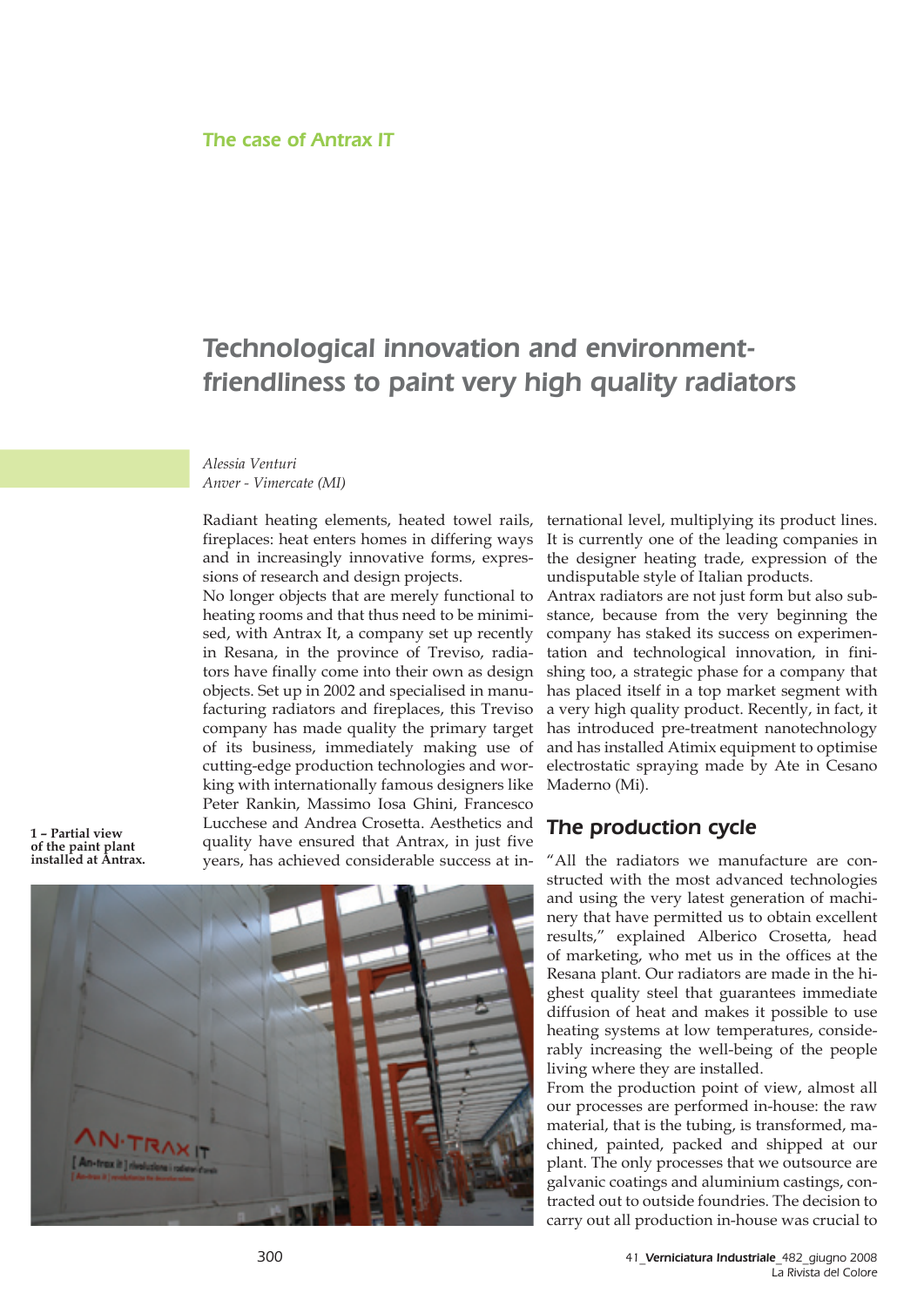*The case of Antrax IT*

# Technological innovation and environment-friendliness to paint very high quality radiators

*Alessia Venturi*
*Anver - Vimercate (MI)*

Radiant heating elements, heated towel rails, fireplaces: heat enters homes in differing ways and in increasingly innovative forms, expressions of research and design projects.

No longer objects that are merely functional to heating rooms and that thus need to be minimised, with Antrax It, a company set up recently in Resana, in the province of Treviso, radiators have finally come into their own as design objects. Set up in 2002 and specialised in manufacturing radiators and fireplaces, this Treviso company has made quality the primary target of its business, immediately making use of cutting-edge production technologies and working with internationally famous designers like Peter Rankin, Massimo Iosa Ghini, Francesco Lucchese and Andrea Crosetta. Aesthetics and quality have ensured that Antrax, in just five years, has achieved considerable success at international level, multiplying its product lines. It is currently one of the leading companies in the designer heating trade, expression of the undisputable style of Italian products.

Antrax radiators are not just form but also substance, because from the very beginning the company has staked its success on experimentation and technological innovation, in finishing too, a strategic phase for a company that has placed itself in a top market segment with a very high quality product. Recently, in fact, it has introduced pre-treatment nanotechnology and has installed Atimix equipment to optimise electrostatic spraying made by Ate in Cesano Maderno (Mi).

**1 – Partial view of the paint plant installed at Antrax.**

## The production cycle

"All the radiators we manufacture are constructed with the most advanced technologies and using the very latest generation of machinery that have permitted us to obtain excellent results," explained Alberico Crosetta, head of marketing, who met us in the offices at the Resana plant. Our radiators are made in the highest quality steel that guarantees immediate diffusion of heat and makes it possible to use heating systems at low temperatures, considerably increasing the well-being of the people living where they are installed.

From the production point of view, almost all our processes are performed in-house: the raw material, that is the tubing, is transformed, machined, painted, packed and shipped at our plant. The only processes that we outsource are galvanic coatings and aluminium castings, contracted out to outside foundries. The decision to carry out all production in-house was crucial to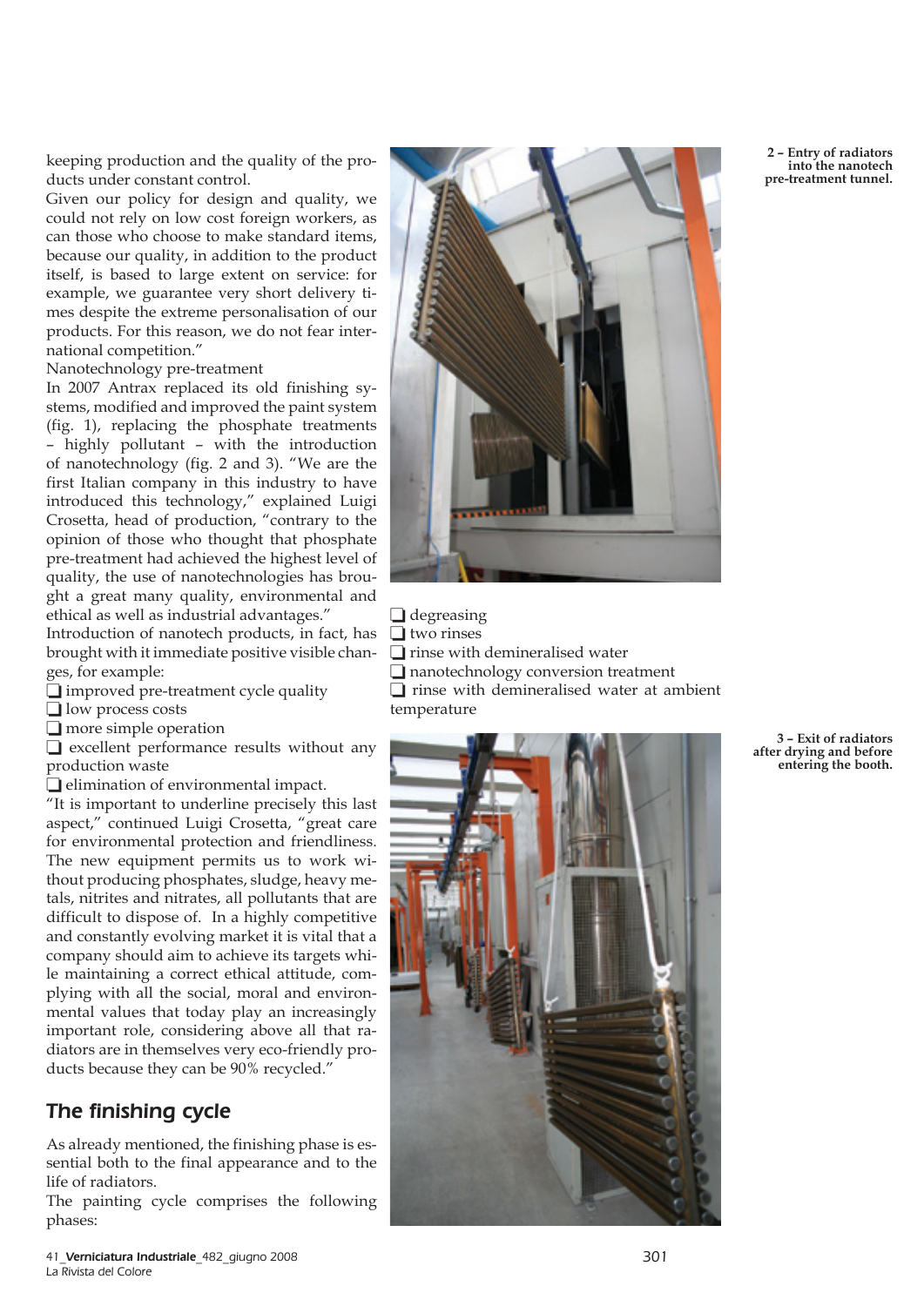keeping production and the quality of the products under constant control.

Given our policy for design and quality, we could not rely on low cost foreign workers, as can those who choose to make standard items, because our quality, in addition to the product itself, is based to large extent on service: for example, we guarantee very short delivery times despite the extreme personalisation of our products. For this reason, we do not fear international competition."

Nanotechnology pre-treatment

In 2007 Antrax replaced its old finishing systems, modified and improved the paint system (fig. 1), replacing the phosphate treatments – highly pollutant – with the introduction of nanotechnology (fig. 2 and 3). "We are the first Italian company in this industry to have introduced this technology," explained Luigi Crosetta, head of production, "contrary to the opinion of those who thought that phosphate pre-treatment had achieved the highest level of quality, the use of nanotechnologies has brought a great many quality, environmental and ethical as well as industrial advantages."

Introduction of nanotech products, in fact, has brought with it immediate positive visible changes, for example:

- improved pre-treatment cycle quality
- low process costs
- more simple operation
- excellent performance results without any production waste
- elimination of environmental impact.

"It is important to underline precisely this last aspect," continued Luigi Crosetta, "great care for environmental protection and friendliness. The new equipment permits us to work without producing phosphates, sludge, heavy metals, nitrites and nitrates, all pollutants that are difficult to dispose of. In a highly competitive and constantly evolving market it is vital that a company should aim to achieve its targets while maintaining a correct ethical attitude, complying with all the social, moral and environmental values that today play an increasingly important role, considering above all that radiators are in themselves very eco-friendly products because they can be 90% recycled."

## The finishing cycle

As already mentioned, the finishing phase is essential both to the final appearance and to the life of radiators.

The painting cycle comprises the following phases:

- degreasing
- two rinses
- rinse with demineralised water
- nanotechnology conversion treatment
- rinse with demineralised water at ambient temperature

**2 – Entry of radiators into the nanotech pre-treatment tunnel.**

**3 – Exit of radiators after drying and before entering the booth.**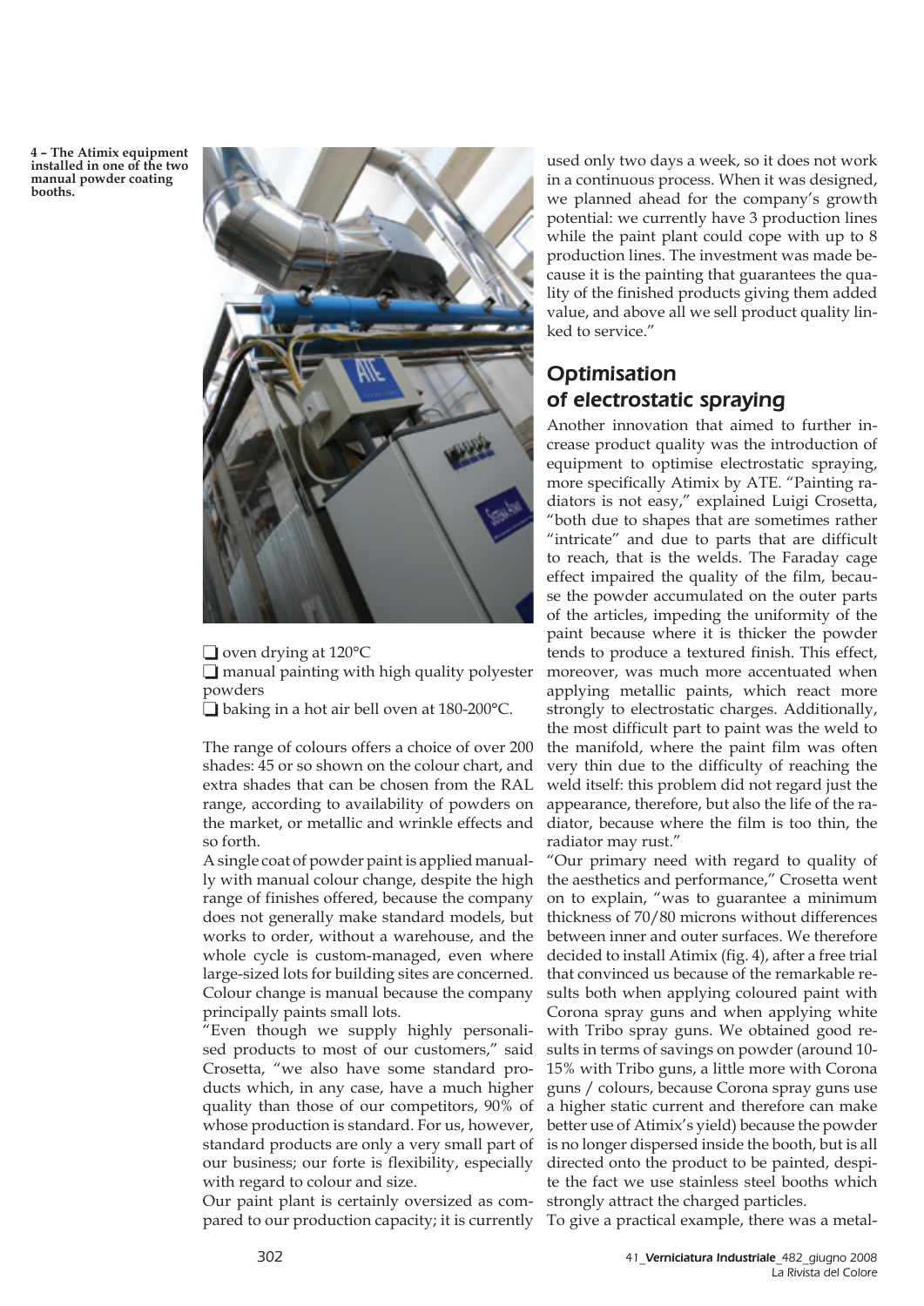4 – The Atimix equipment installed in one of the two manual powder coating booths.

- oven drying at 120°C
- manual painting with high quality polyester powders
- baking in a hot air bell oven at 180-200°C.

The range of colours offers a choice of over 200 shades: 45 or so shown on the colour chart, and extra shades that can be chosen from the RAL range, according to availability of powders on the market, or metallic and wrinkle effects and so forth.

A single coat of powder paint is applied manually with manual colour change, despite the high range of finishes offered, because the company does not generally make standard models, but works to order, without a warehouse, and the whole cycle is custom-managed, even where large-sized lots for building sites are concerned. Colour change is manual because the company principally paints small lots.

"Even though we supply highly personalised products to most of our customers," said Crosetta, "we also have some standard products which, in any case, have a much higher quality than those of our competitors, 90% of whose production is standard. For us, however, standard products are only a very small part of our business; our forte is flexibility, especially with regard to colour and size.

Our paint plant is certainly oversized as compared to our production capacity; it is currently used only two days a week, so it does not work in a continuous process. When it was designed, we planned ahead for the company's growth potential: we currently have 3 production lines while the paint plant could cope with up to 8 production lines. The investment was made because it is the painting that guarantees the quality of the finished products giving them added value, and above all we sell product quality linked to service."

## Optimisation of electrostatic spraying

Another innovation that aimed to further increase product quality was the introduction of equipment to optimise electrostatic spraying, more specifically Atimix by ATE. "Painting radiators is not easy," explained Luigi Crosetta, "both due to shapes that are sometimes rather "intricate" and due to parts that are difficult to reach, that is the welds. The Faraday cage effect impaired the quality of the film, because the powder accumulated on the outer parts of the articles, impeding the uniformity of the paint because where it is thicker the powder tends to produce a textured finish. This effect, moreover, was much more accentuated when applying metallic paints, which react more strongly to electrostatic charges. Additionally, the most difficult part to paint was the weld to the manifold, where the paint film was often very thin due to the difficulty of reaching the weld itself: this problem did not regard just the appearance, therefore, but also the life of the radiator, because where the film is too thin, the radiator may rust."

"Our primary need with regard to quality of the aesthetics and performance," Crosetta went on to explain, "was to guarantee a minimum thickness of 70/80 microns without differences between inner and outer surfaces. We therefore decided to install Atimix (fig. 4), after a free trial that convinced us because of the remarkable results both when applying coloured paint with Corona spray guns and when applying white with Tribo spray guns. We obtained good results in terms of savings on powder (around 10-15% with Tribo guns, a little more with Corona guns / colours, because Corona spray guns use a higher static current and therefore can make better use of Atimix's yield) because the powder is no longer dispersed inside the booth, but is all directed onto the product to be painted, despite the fact we use stainless steel booths which strongly attract the charged particles.

To give a practical example, there was a metal-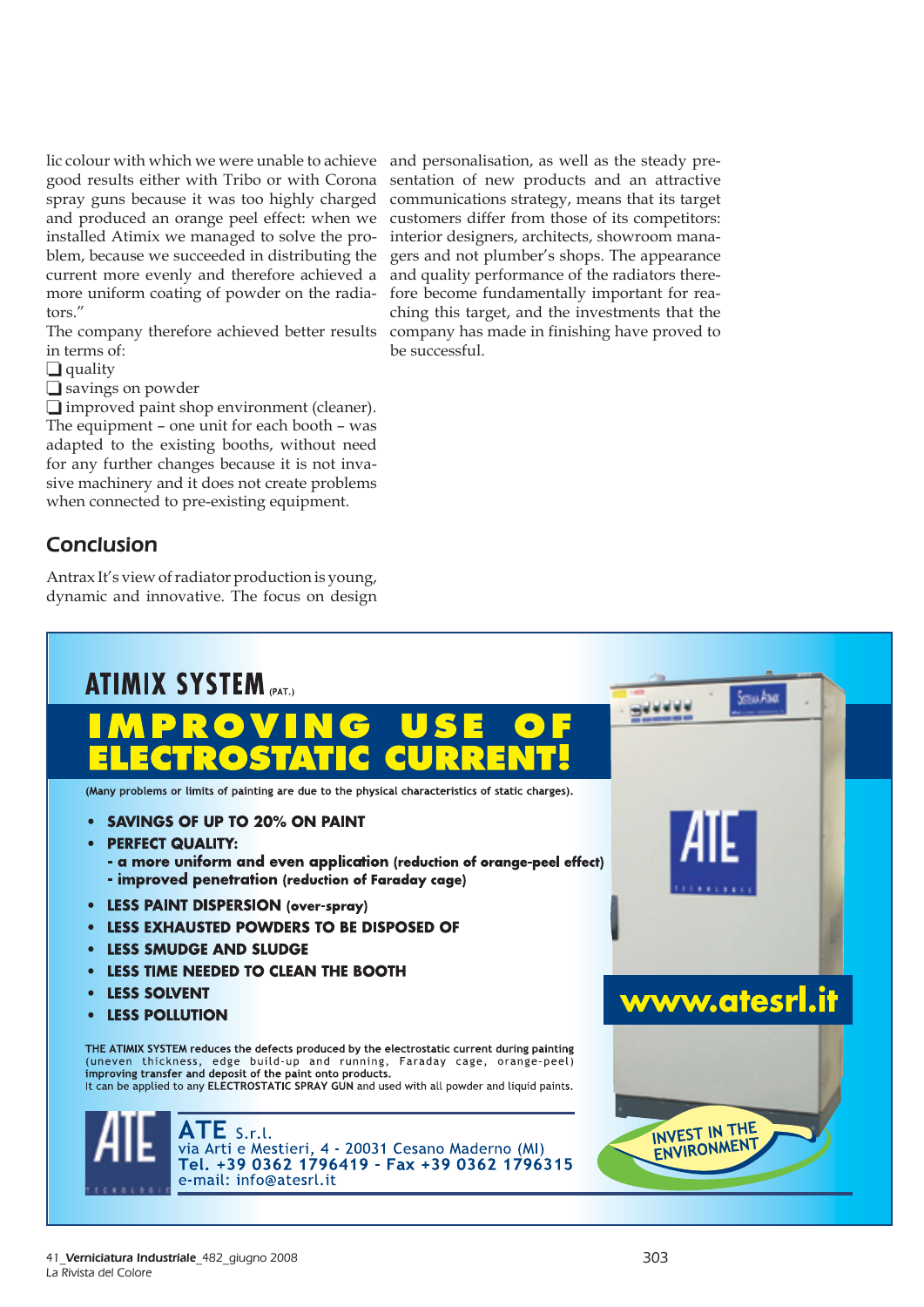lic colour with which we were unable to achieve good results either with Tribo or with Corona spray guns because it was too highly charged and produced an orange peel effect: when we installed Atimix we managed to solve the problem, because we succeeded in distributing the current more evenly and therefore achieved a more uniform coating of powder on the radiators."

The company therefore achieved better results in terms of:

- ❑ quality
- ❑ savings on powder
- ❑ improved paint shop environment (cleaner).

The equipment – one unit for each booth – was adapted to the existing booths, without need for any further changes because it is not invasive machinery and it does not create problems when connected to pre-existing equipment.

## Conclusion

Antrax It's view of radiator production is young, dynamic and innovative. The focus on design and personalisation, as well as the steady presentation of new products and an attractive communications strategy, means that its target customers differ from those of its competitors: interior designers, architects, showroom managers and not plumber's shops. The appearance and quality performance of the radiators therefore become fundamentally important for reaching this target, and the investments that the company has made in finishing have proved to be successful.

---

**ATIMIX SYSTEM** (PAT.)

**IMPROVING USE OF ELECTROSTATIC CURRENT!**

(Many problems or limits of painting are due to the physical characteristics of static charges).

- **SAVINGS OF UP TO 20% ON PAINT**
- **PERFECT QUALITY:**
  - **a more uniform and even application** (reduction of orange-peel effect)
  - **improved penetration** (reduction of Faraday cage)
- **LESS PAINT DISPERSION** (over-spray)
- **LESS EXHAUSTED POWDERS TO BE DISPOSED OF**
- **LESS SMUDGE AND SLUDGE**
- **LESS TIME NEEDED TO CLEAN THE BOOTH**
- **LESS SOLVENT**
- **LESS POLLUTION**

THE ATIMIX SYSTEM reduces the defects produced by the electrostatic current during painting (uneven thickness, edge build-up and running, Faraday cage, orange-peel) improving transfer and deposit of the paint onto products.
It can be applied to any ELECTROSTATIC SPRAY GUN and used with all powder and liquid paints.

**www.atesrl.it**

INVEST IN THE ENVIRONMENT

**ATE** S.r.l.
via Arti e Mestieri, 4 - 20031 Cesano Maderno (MI)
Tel. +39 0362 1796419 - Fax +39 0362 1796315
e-mail: info@atesrl.it